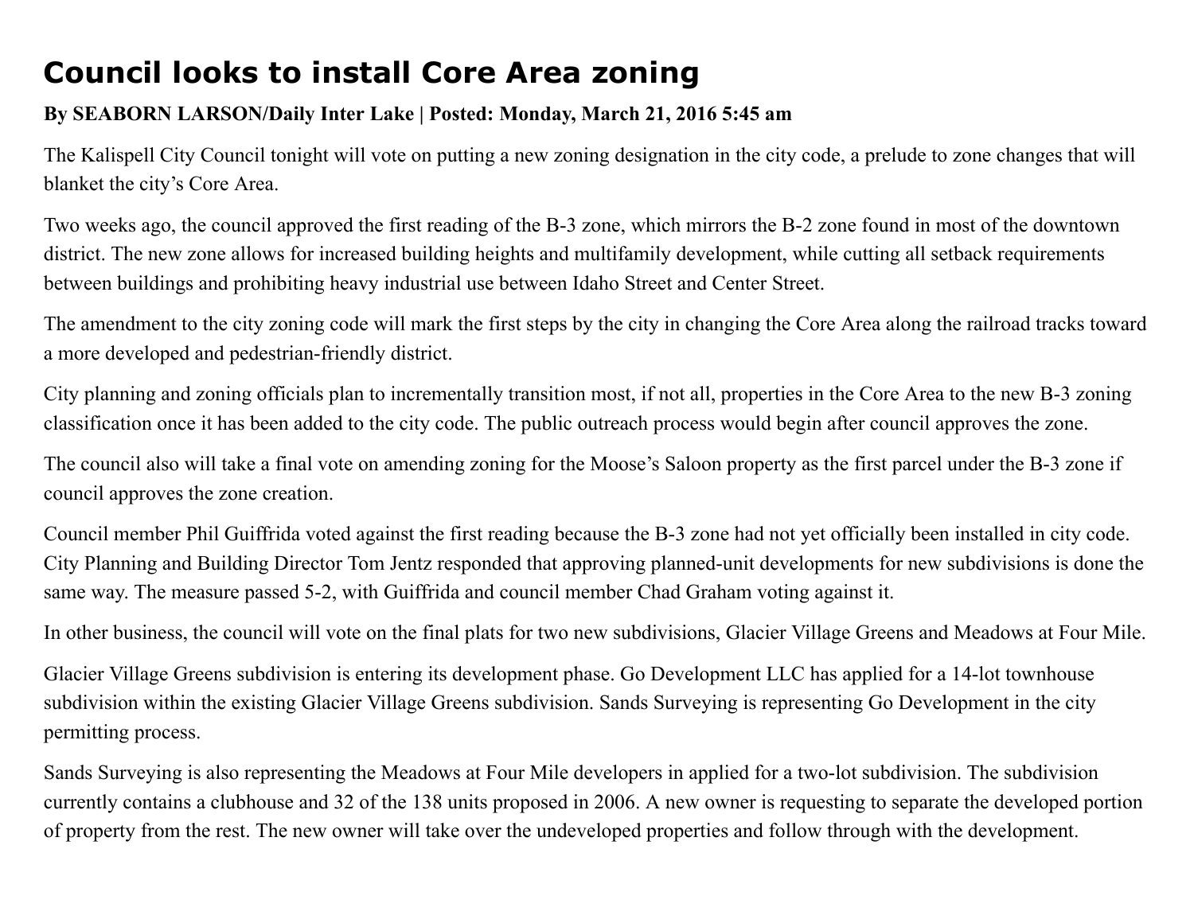# Council looks to install Core Area zoning

**By SEABORN LARSON/Daily Inter Lake | Posted: Monday, March 21, 2016 5:45 am**

The Kalispell City Council tonight will vote on putting a new zoning designation in the city code, a prelude to zone changes that will blanket the city's Core Area.

Two weeks ago, the council approved the first reading of the B-3 zone, which mirrors the B-2 zone found in most of the downtown district. The new zone allows for increased building heights and multifamily development, while cutting all setback requirements between buildings and prohibiting heavy industrial use between Idaho Street and Center Street.

The amendment to the city zoning code will mark the first steps by the city in changing the Core Area along the railroad tracks toward a more developed and pedestrian-friendly district.

City planning and zoning officials plan to incrementally transition most, if not all, properties in the Core Area to the new B-3 zoning classification once it has been added to the city code. The public outreach process would begin after council approves the zone.

The council also will take a final vote on amending zoning for the Moose's Saloon property as the first parcel under the B-3 zone if council approves the zone creation.

Council member Phil Guiffrida voted against the first reading because the B-3 zone had not yet officially been installed in city code. City Planning and Building Director Tom Jentz responded that approving planned-unit developments for new subdivisions is done the same way. The measure passed 5-2, with Guiffrida and council member Chad Graham voting against it.

In other business, the council will vote on the final plats for two new subdivisions, Glacier Village Greens and Meadows at Four Mile.

Glacier Village Greens subdivision is entering its development phase. Go Development LLC has applied for a 14-lot townhouse subdivision within the existing Glacier Village Greens subdivision. Sands Surveying is representing Go Development in the city permitting process.

Sands Surveying is also representing the Meadows at Four Mile developers in applied for a two-lot subdivision. The subdivision currently contains a clubhouse and 32 of the 138 units proposed in 2006. A new owner is requesting to separate the developed portion of property from the rest. The new owner will take over the undeveloped properties and follow through with the development.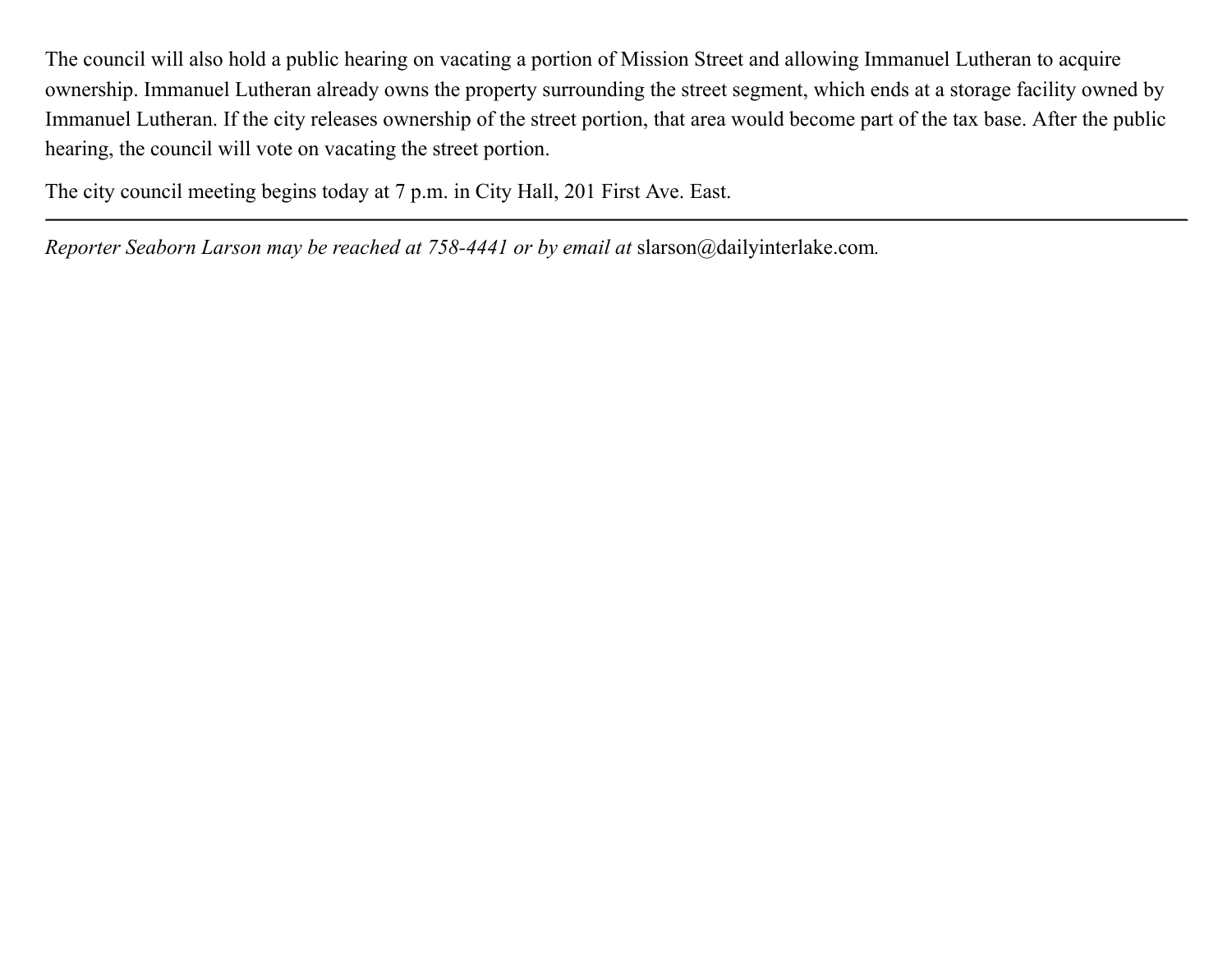The council will also hold a public hearing on vacating a portion of Mission Street and allowing Immanuel Lutheran to acquire ownership. Immanuel Lutheran already owns the property surrounding the street segment, which ends at a storage facility owned by Immanuel Lutheran. If the city releases ownership of the street portion, that area would become part of the tax base. After the public hearing, the council will vote on vacating the street portion.

The city council meeting begins today at 7 p.m. in City Hall, 201 First Ave. East.

---

*Reporter Seaborn Larson may be reached at 758-4441 or by email at* slarson@dailyinterlake.com.